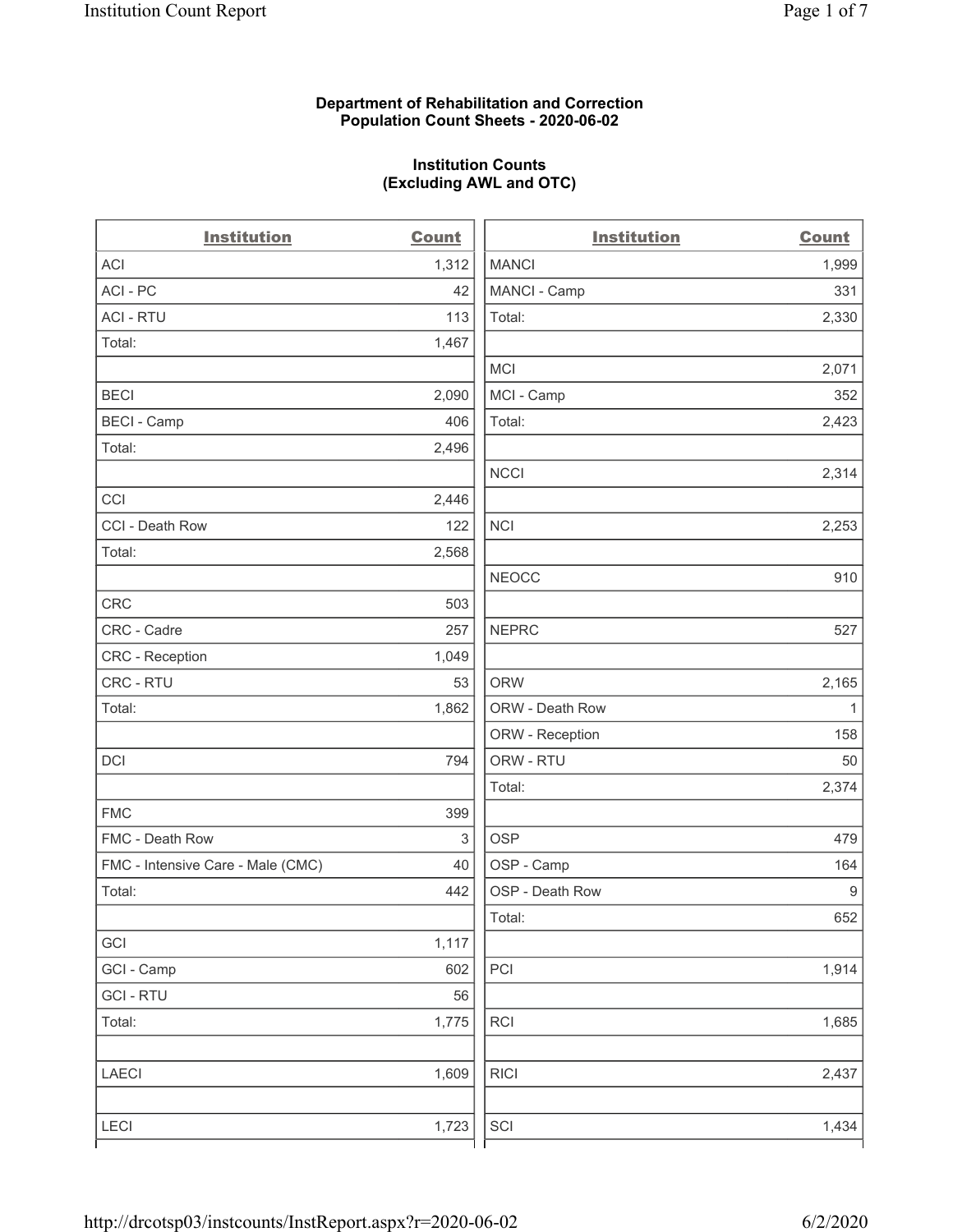**Department of Rehabilitation and Correction**
**Population Count Sheets - 2020-06-02**

**Institution Counts**
**(Excluding AWL and OTC)**

| Institution | Count |
|---|---|
| ACI | 1,312 |
| ACI - PC | 42 |
| ACI - RTU | 113 |
| Total: | 1,467 |
| | |
| BECI | 2,090 |
| BECI - Camp | 406 |
| Total: | 2,496 |
| | |
| CCI | 2,446 |
| CCI - Death Row | 122 |
| Total: | 2,568 |
| | |
| CRC | 503 |
| CRC - Cadre | 257 |
| CRC - Reception | 1,049 |
| CRC - RTU | 53 |
| Total: | 1,862 |
| | |
| DCI | 794 |
| | |
| FMC | 399 |
| FMC - Death Row | 3 |
| FMC - Intensive Care - Male (CMC) | 40 |
| Total: | 442 |
| | |
| GCI | 1,117 |
| GCI - Camp | 602 |
| GCI - RTU | 56 |
| Total: | 1,775 |
| | |
| LAECI | 1,609 |
| | |
| LECI | 1,723 |
| MANCI | 1,999 |
| MANCI - Camp | 331 |
| Total: | 2,330 |
| | |
| MCI | 2,071 |
| MCI - Camp | 352 |
| Total: | 2,423 |
| | |
| NCCI | 2,314 |
| | |
| NCI | 2,253 |
| | |
| NEOCC | 910 |
| | |
| NEPRC | 527 |
| | |
| ORW | 2,165 |
| ORW - Death Row | 1 |
| ORW - Reception | 158 |
| ORW - RTU | 50 |
| Total: | 2,374 |
| | |
| OSP | 479 |
| OSP - Camp | 164 |
| OSP - Death Row | 9 |
| Total: | 652 |
| | |
| PCI | 1,914 |
| | |
| RCI | 1,685 |
| | |
| RICI | 2,437 |
| | |
| SCI | 1,434 |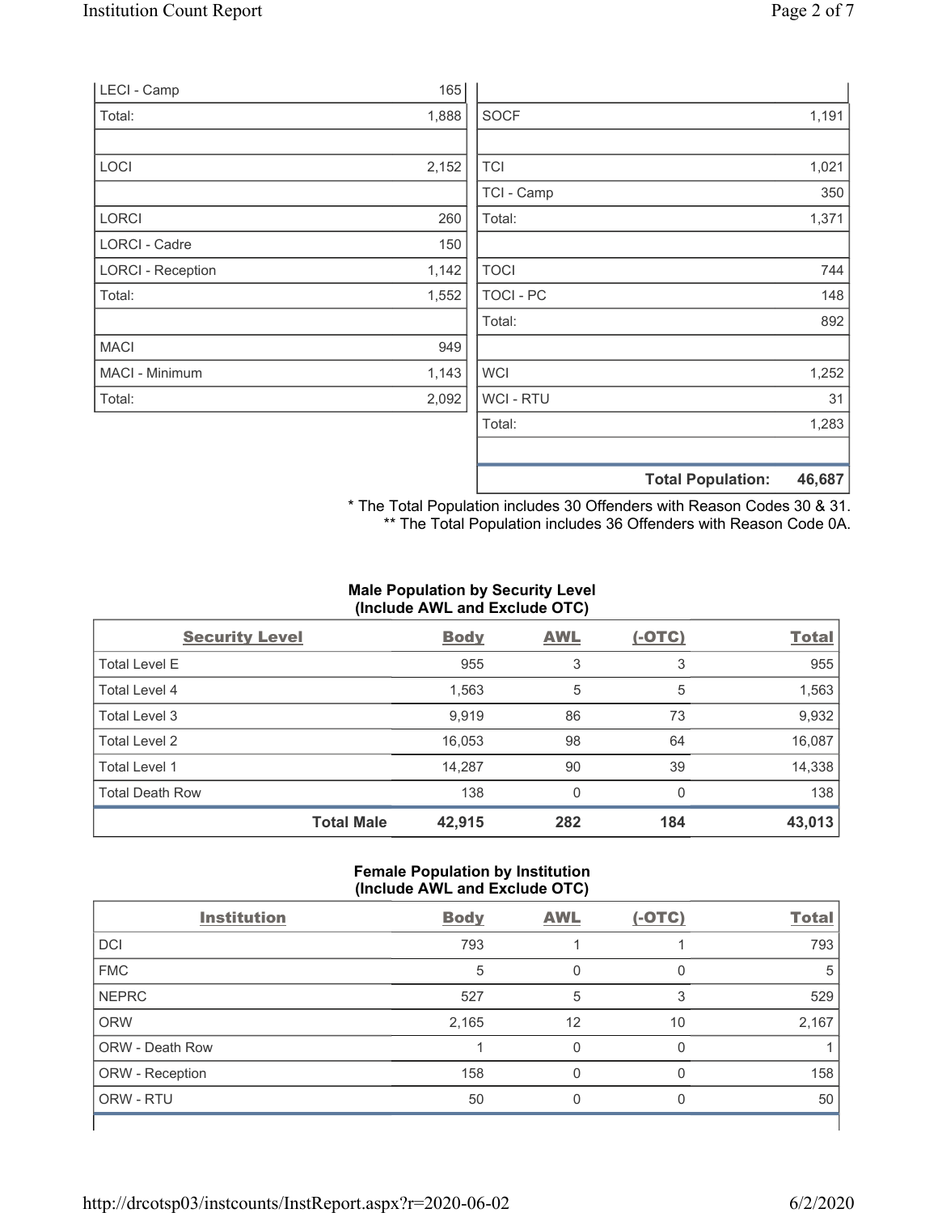| | |
|---|---|
| LECI - Camp | 165 |
| Total: | 1,888 |
| | |
| LOCI | 2,152 |
| | |
| LORCI | 260 |
| LORCI - Cadre | 150 |
| LORCI - Reception | 1,142 |
| Total: | 1,552 |
| | |
| MACI | 949 |
| MACI - Minimum | 1,143 |
| Total: | 2,092 |

| | |
|---|---|
| | |
| SOCF | 1,191 |
| | |
| TCI | 1,021 |
| TCI - Camp | 350 |
| Total: | 1,371 |
| | |
| TOCI | 744 |
| TOCI - PC | 148 |
| Total: | 892 |
| | |
| WCI | 1,252 |
| WCI - RTU | 31 |
| Total: | 1,283 |
| | |
| **Total Population:** | **46,687** |

\* The Total Population includes 30 Offenders with Reason Codes 30 & 31.
\*\* The Total Population includes 36 Offenders with Reason Code 0A.

**Male Population by Security Level (Include AWL and Exclude OTC)**

| Security Level | Body | AWL | (-OTC) | Total |
|---|---|---|---|---|
| Total Level E | 955 | 3 | 3 | 955 |
| Total Level 4 | 1,563 | 5 | 5 | 1,563 |
| Total Level 3 | 9,919 | 86 | 73 | 9,932 |
| Total Level 2 | 16,053 | 98 | 64 | 16,087 |
| Total Level 1 | 14,287 | 90 | 39 | 14,338 |
| Total Death Row | 138 | 0 | 0 | 138 |
| **Total Male** | **42,915** | **282** | **184** | **43,013** |

**Female Population by Institution (Include AWL and Exclude OTC)**

| Institution | Body | AWL | (-OTC) | Total |
|---|---|---|---|---|
| DCI | 793 | 1 | 1 | 793 |
| FMC | 5 | 0 | 0 | 5 |
| NEPRC | 527 | 5 | 3 | 529 |
| ORW | 2,165 | 12 | 10 | 2,167 |
| ORW - Death Row | 1 | 0 | 0 | 1 |
| ORW - Reception | 158 | 0 | 0 | 158 |
| ORW - RTU | 50 | 0 | 0 | 50 |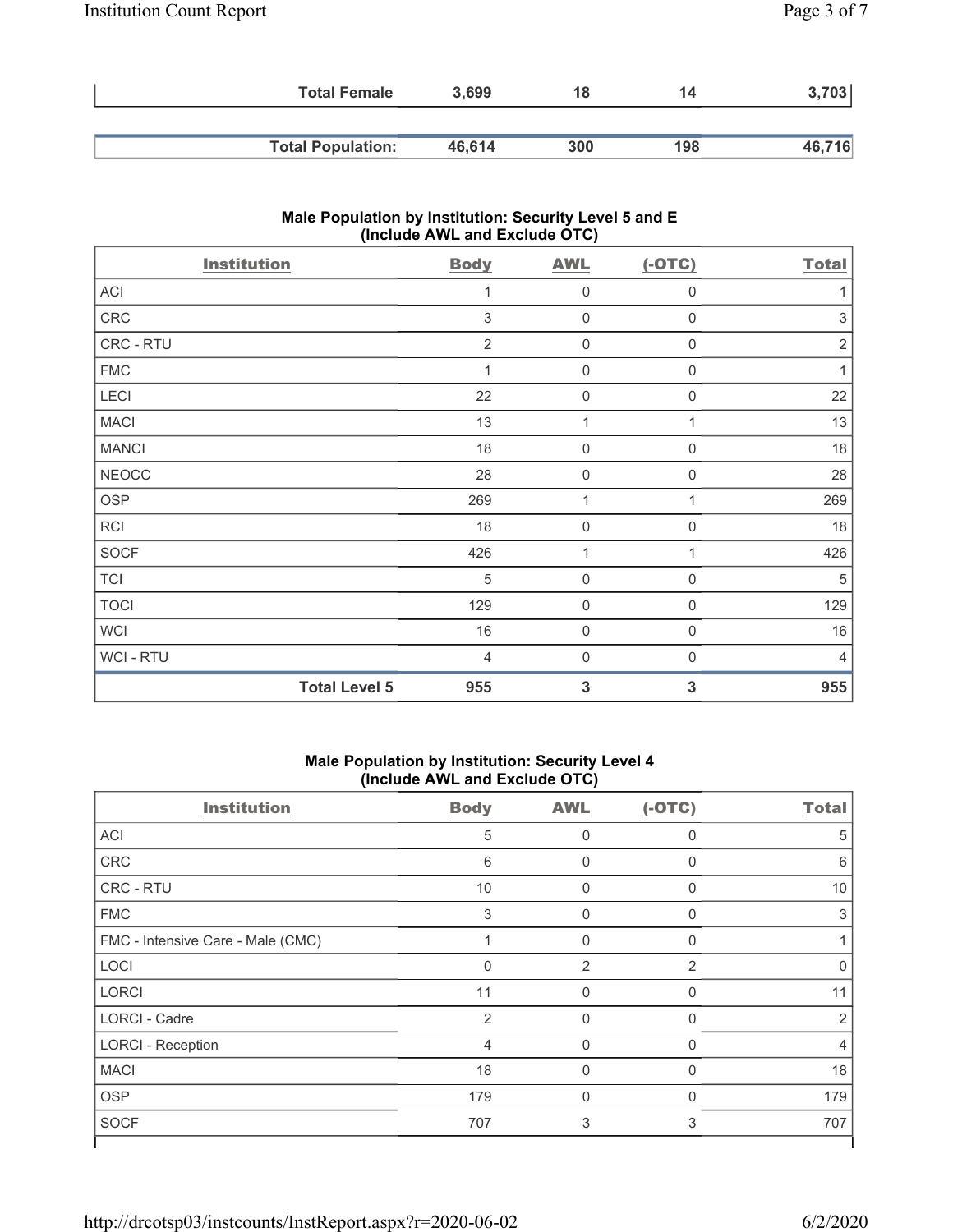| | Body | AWL | (-OTC) | Total |
|---|---|---|---|---|
| **Total Female** | **3,699** | **18** | **14** | **3,703** |
| **Total Population:** | **46,614** | **300** | **198** | **46,716** |

### Male Population by Institution: Security Level 5 and E (Include AWL and Exclude OTC)

| Institution | Body | AWL | (-OTC) | Total |
|---|---|---|---|---|
| ACI | 1 | 0 | 0 | 1 |
| CRC | 3 | 0 | 0 | 3 |
| CRC - RTU | 2 | 0 | 0 | 2 |
| FMC | 1 | 0 | 0 | 1 |
| LECI | 22 | 0 | 0 | 22 |
| MACI | 13 | 1 | 1 | 13 |
| MANCI | 18 | 0 | 0 | 18 |
| NEOCC | 28 | 0 | 0 | 28 |
| OSP | 269 | 1 | 1 | 269 |
| RCI | 18 | 0 | 0 | 18 |
| SOCF | 426 | 1 | 1 | 426 |
| TCI | 5 | 0 | 0 | 5 |
| TOCI | 129 | 0 | 0 | 129 |
| WCI | 16 | 0 | 0 | 16 |
| WCI - RTU | 4 | 0 | 0 | 4 |
| **Total Level 5** | **955** | **3** | **3** | **955** |

### Male Population by Institution: Security Level 4 (Include AWL and Exclude OTC)

| Institution | Body | AWL | (-OTC) | Total |
|---|---|---|---|---|
| ACI | 5 | 0 | 0 | 5 |
| CRC | 6 | 0 | 0 | 6 |
| CRC - RTU | 10 | 0 | 0 | 10 |
| FMC | 3 | 0 | 0 | 3 |
| FMC - Intensive Care - Male (CMC) | 1 | 0 | 0 | 1 |
| LOCI | 0 | 2 | 2 | 0 |
| LORCI | 11 | 0 | 0 | 11 |
| LORCI - Cadre | 2 | 0 | 0 | 2 |
| LORCI - Reception | 4 | 0 | 0 | 4 |
| MACI | 18 | 0 | 0 | 18 |
| OSP | 179 | 0 | 0 | 179 |
| SOCF | 707 | 3 | 3 | 707 |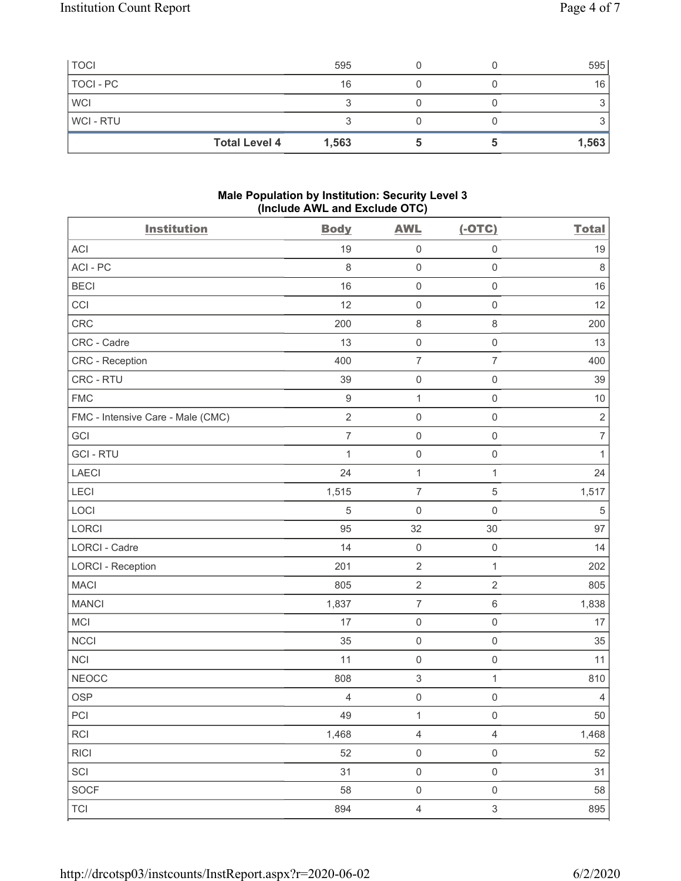| TOCI | 595 | 0 | 0 | 595 |
|---|---|---|---|---|
| TOCI - PC | 16 | 0 | 0 | 16 |
| WCI | 3 | 0 | 0 | 3 |
| WCI - RTU | 3 | 0 | 0 | 3 |
| **Total Level 4** | **1,563** | **5** | **5** | **1,563** |

**Male Population by Institution: Security Level 3 (Include AWL and Exclude OTC)**

| Institution | Body | AWL | (-OTC) | Total |
|---|---|---|---|---|
| ACI | 19 | 0 | 0 | 19 |
| ACI - PC | 8 | 0 | 0 | 8 |
| BECI | 16 | 0 | 0 | 16 |
| CCI | 12 | 0 | 0 | 12 |
| CRC | 200 | 8 | 8 | 200 |
| CRC - Cadre | 13 | 0 | 0 | 13 |
| CRC - Reception | 400 | 7 | 7 | 400 |
| CRC - RTU | 39 | 0 | 0 | 39 |
| FMC | 9 | 1 | 0 | 10 |
| FMC - Intensive Care - Male (CMC) | 2 | 0 | 0 | 2 |
| GCI | 7 | 0 | 0 | 7 |
| GCI - RTU | 1 | 0 | 0 | 1 |
| LAECI | 24 | 1 | 1 | 24 |
| LECI | 1,515 | 7 | 5 | 1,517 |
| LOCI | 5 | 0 | 0 | 5 |
| LORCI | 95 | 32 | 30 | 97 |
| LORCI - Cadre | 14 | 0 | 0 | 14 |
| LORCI - Reception | 201 | 2 | 1 | 202 |
| MACI | 805 | 2 | 2 | 805 |
| MANCI | 1,837 | 7 | 6 | 1,838 |
| MCI | 17 | 0 | 0 | 17 |
| NCCI | 35 | 0 | 0 | 35 |
| NCI | 11 | 0 | 0 | 11 |
| NEOCC | 808 | 3 | 1 | 810 |
| OSP | 4 | 0 | 0 | 4 |
| PCI | 49 | 1 | 0 | 50 |
| RCI | 1,468 | 4 | 4 | 1,468 |
| RICI | 52 | 0 | 0 | 52 |
| SCI | 31 | 0 | 0 | 31 |
| SOCF | 58 | 0 | 0 | 58 |
| TCI | 894 | 4 | 3 | 895 |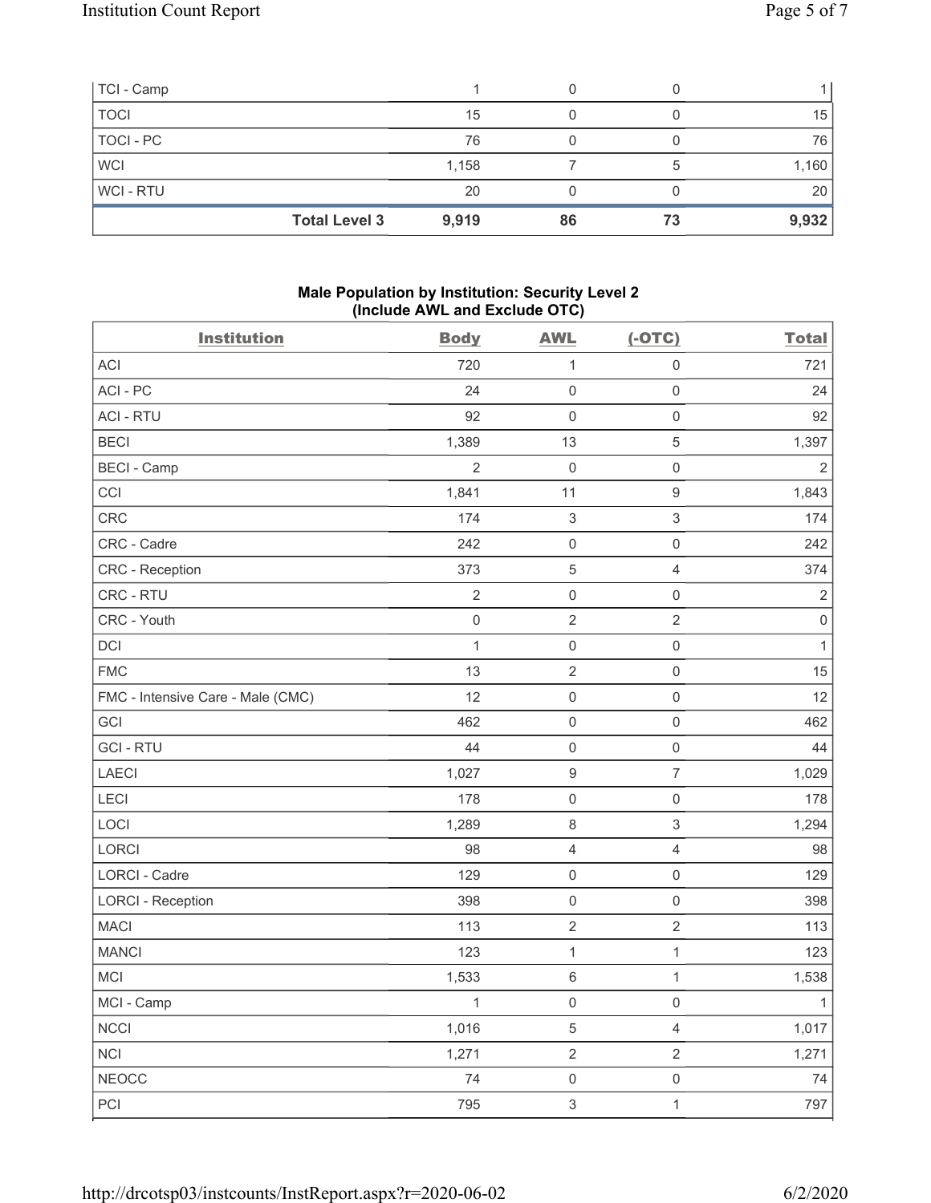| TCI - Camp | | 1 | 0 | 0 | 1 |
|---|---|---|---|---|---|
| TOCI | | 15 | 0 | 0 | 15 |
| TOCI - PC | | 76 | 0 | 0 | 76 |
| WCI | | 1,158 | 7 | 5 | 1,160 |
| WCI - RTU | | 20 | 0 | 0 | 20 |
| | **Total Level 3** | **9,919** | **86** | **73** | **9,932** |

### Male Population by Institution: Security Level 2 (Include AWL and Exclude OTC)

| Institution | Body | AWL | (-OTC) | Total |
|---|---|---|---|---|
| ACI | 720 | 1 | 0 | 721 |
| ACI - PC | 24 | 0 | 0 | 24 |
| ACI - RTU | 92 | 0 | 0 | 92 |
| BECI | 1,389 | 13 | 5 | 1,397 |
| BECI - Camp | 2 | 0 | 0 | 2 |
| CCI | 1,841 | 11 | 9 | 1,843 |
| CRC | 174 | 3 | 3 | 174 |
| CRC - Cadre | 242 | 0 | 0 | 242 |
| CRC - Reception | 373 | 5 | 4 | 374 |
| CRC - RTU | 2 | 0 | 0 | 2 |
| CRC - Youth | 0 | 2 | 2 | 0 |
| DCI | 1 | 0 | 0 | 1 |
| FMC | 13 | 2 | 0 | 15 |
| FMC - Intensive Care - Male (CMC) | 12 | 0 | 0 | 12 |
| GCI | 462 | 0 | 0 | 462 |
| GCI - RTU | 44 | 0 | 0 | 44 |
| LAECI | 1,027 | 9 | 7 | 1,029 |
| LECI | 178 | 0 | 0 | 178 |
| LOCI | 1,289 | 8 | 3 | 1,294 |
| LORCI | 98 | 4 | 4 | 98 |
| LORCI - Cadre | 129 | 0 | 0 | 129 |
| LORCI - Reception | 398 | 0 | 0 | 398 |
| MACI | 113 | 2 | 2 | 113 |
| MANCI | 123 | 1 | 1 | 123 |
| MCI | 1,533 | 6 | 1 | 1,538 |
| MCI - Camp | 1 | 0 | 0 | 1 |
| NCCI | 1,016 | 5 | 4 | 1,017 |
| NCI | 1,271 | 2 | 2 | 1,271 |
| NEOCC | 74 | 0 | 0 | 74 |
| PCI | 795 | 3 | 1 | 797 |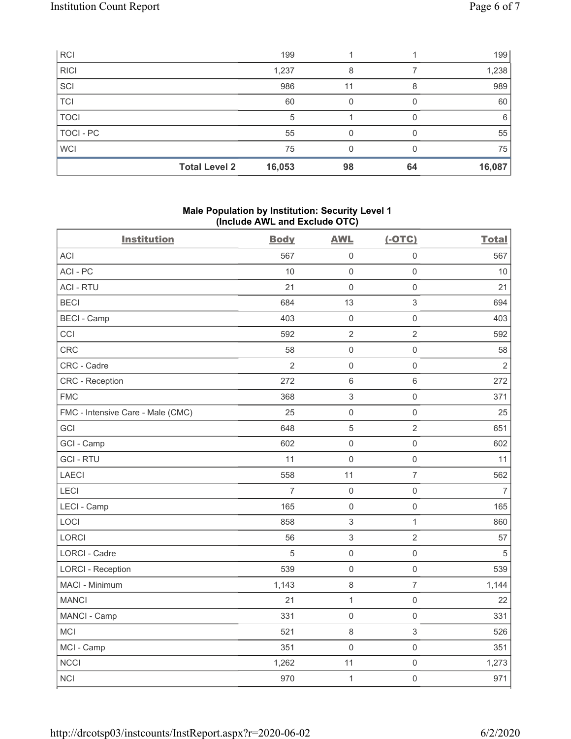| RCI | 199 | 1 | 1 | 199 |
|---|---|---|---|---|
| RICI | 1,237 | 8 | 7 | 1,238 |
| SCI | 986 | 11 | 8 | 989 |
| TCI | 60 | 0 | 0 | 60 |
| TOCI | 5 | 1 | 0 | 6 |
| TOCI - PC | 55 | 0 | 0 | 55 |
| WCI | 75 | 0 | 0 | 75 |
| **Total Level 2** | **16,053** | **98** | **64** | **16,087** |

**Male Population by Institution: Security Level 1 (Include AWL and Exclude OTC)**

| Institution | Body | AWL | (-OTC) | Total |
|---|---|---|---|---|
| ACI | 567 | 0 | 0 | 567 |
| ACI - PC | 10 | 0 | 0 | 10 |
| ACI - RTU | 21 | 0 | 0 | 21 |
| BECI | 684 | 13 | 3 | 694 |
| BECI - Camp | 403 | 0 | 0 | 403 |
| CCI | 592 | 2 | 2 | 592 |
| CRC | 58 | 0 | 0 | 58 |
| CRC - Cadre | 2 | 0 | 0 | 2 |
| CRC - Reception | 272 | 6 | 6 | 272 |
| FMC | 368 | 3 | 0 | 371 |
| FMC - Intensive Care - Male (CMC) | 25 | 0 | 0 | 25 |
| GCI | 648 | 5 | 2 | 651 |
| GCI - Camp | 602 | 0 | 0 | 602 |
| GCI - RTU | 11 | 0 | 0 | 11 |
| LAECI | 558 | 11 | 7 | 562 |
| LECI | 7 | 0 | 0 | 7 |
| LECI - Camp | 165 | 0 | 0 | 165 |
| LOCI | 858 | 3 | 1 | 860 |
| LORCI | 56 | 3 | 2 | 57 |
| LORCI - Cadre | 5 | 0 | 0 | 5 |
| LORCI - Reception | 539 | 0 | 0 | 539 |
| MACI - Minimum | 1,143 | 8 | 7 | 1,144 |
| MANCI | 21 | 1 | 0 | 22 |
| MANCI - Camp | 331 | 0 | 0 | 331 |
| MCI | 521 | 8 | 3 | 526 |
| MCI - Camp | 351 | 0 | 0 | 351 |
| NCCI | 1,262 | 11 | 0 | 1,273 |
| NCI | 970 | 1 | 0 | 971 |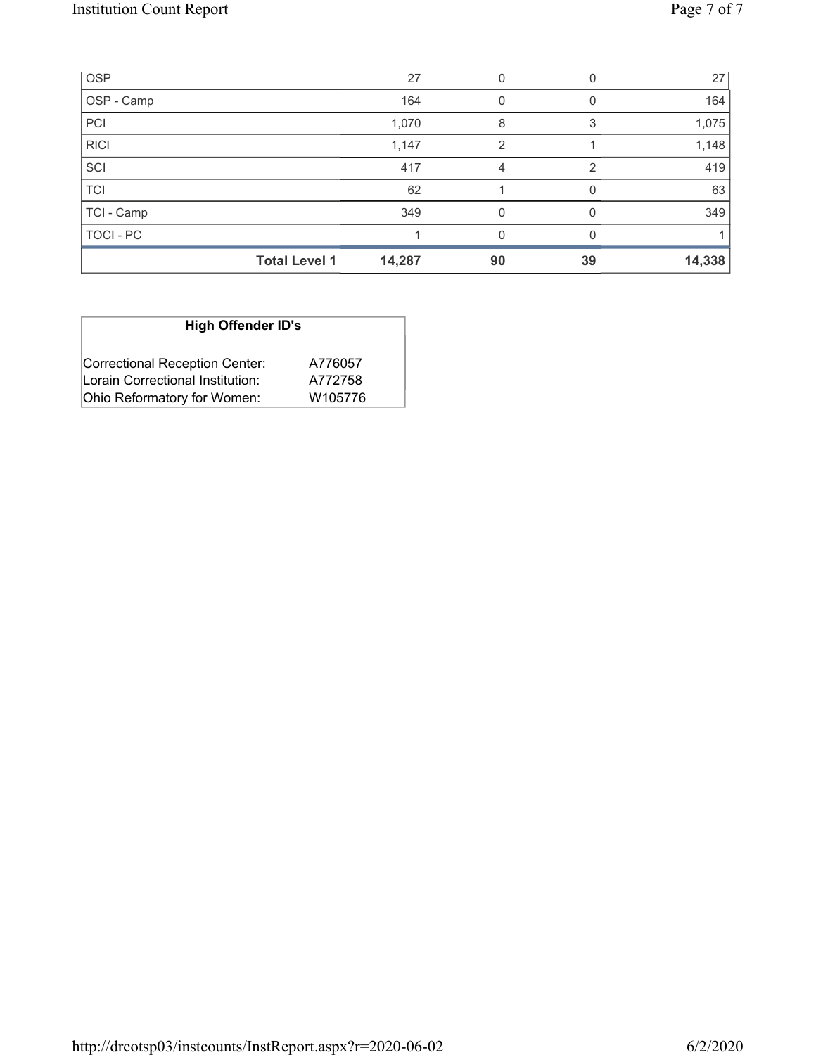| | | | | |
|---|---|---|---|---|
| OSP | 27 | 0 | 0 | 27 |
| OSP - Camp | 164 | 0 | 0 | 164 |
| PCI | 1,070 | 8 | 3 | 1,075 |
| RICI | 1,147 | 2 | 1 | 1,148 |
| SCI | 417 | 4 | 2 | 419 |
| TCI | 62 | 1 | 0 | 63 |
| TCI - Camp | 349 | 0 | 0 | 349 |
| TOCI - PC | 1 | 0 | 0 | 1 |
| **Total Level 1** | **14,287** | **90** | **39** | **14,338** |

| High Offender ID's | |
|---|---|
| Correctional Reception Center: | A776057 |
| Lorain Correctional Institution: | A772758 |
| Ohio Reformatory for Women: | W105776 |